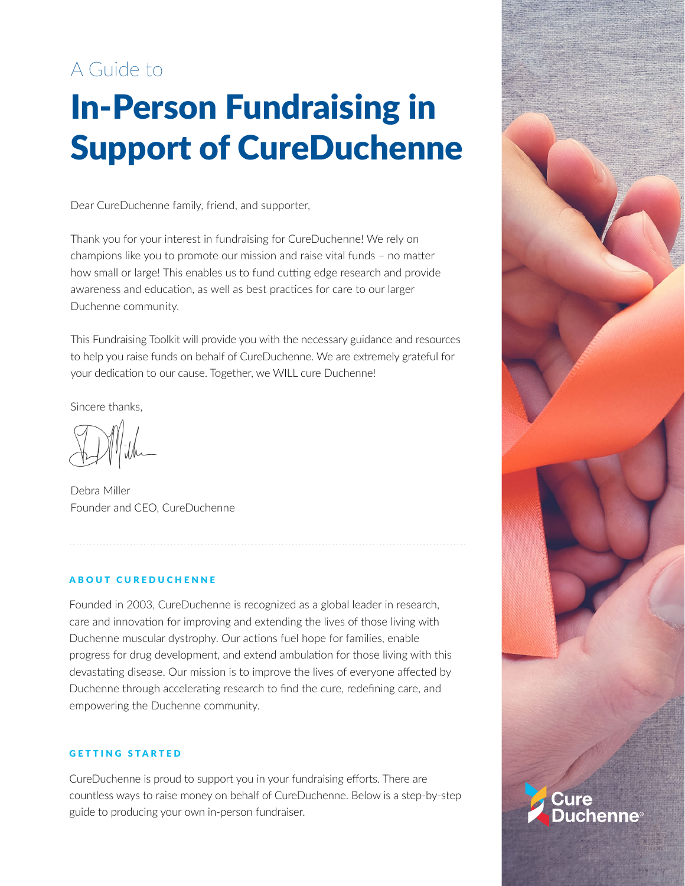A Guide to

# In-Person Fundraising in Support of CureDuchenne

Dear CureDuchenne family, friend, and supporter,

Thank you for your interest in fundraising for CureDuchenne! We rely on champions like you to promote our mission and raise vital funds – no matter how small or large! This enables us to fund cutting edge research and provide awareness and education, as well as best practices for care to our larger Duchenne community.

This Fundraising Toolkit will provide you with the necessary guidance and resources to help you raise funds on behalf of CureDuchenne. We are extremely grateful for your dedication to our cause. Together, we WILL cure Duchenne!

Sincere thanks,

Debra Miller
Founder and CEO, CureDuchenne

## ABOUT CUREDUCHENNE

Founded in 2003, CureDuchenne is recognized as a global leader in research, care and innovation for improving and extending the lives of those living with Duchenne muscular dystrophy. Our actions fuel hope for families, enable progress for drug development, and extend ambulation for those living with this devastating disease. Our mission is to improve the lives of everyone affected by Duchenne through accelerating research to find the cure, redefining care, and empowering the Duchenne community.

## GETTING STARTED

CureDuchenne is proud to support you in your fundraising efforts. There are countless ways to raise money on behalf of CureDuchenne. Below is a step-by-step guide to producing your own in-person fundraiser.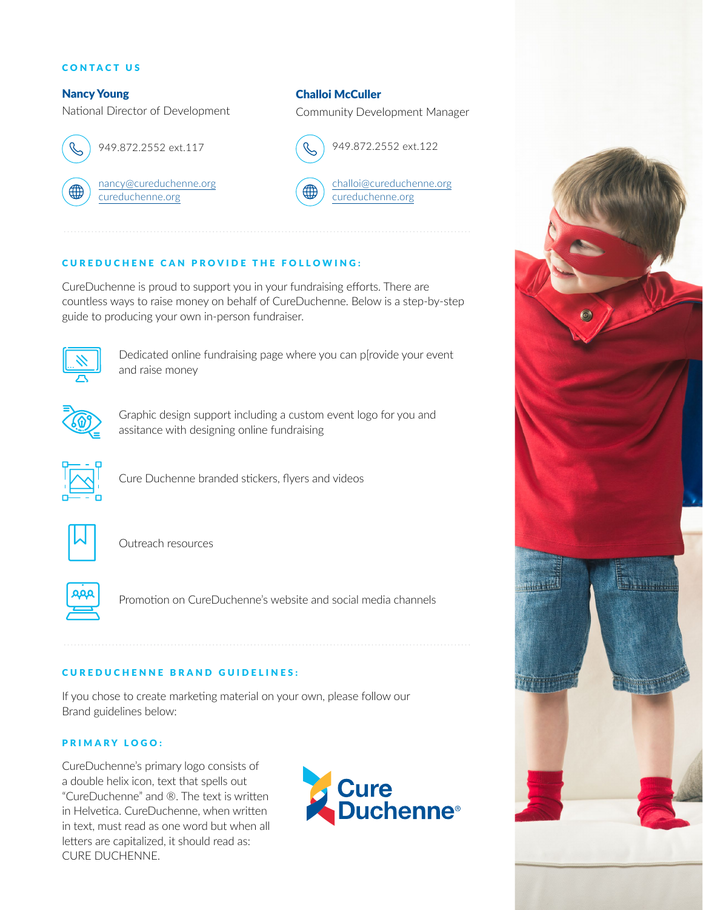## CONTACT US

**Nancy Young**
National Director of Development

949.872.2552 ext.117

nancy@cureduchenne.org
cureduchenne.org

**Challoi McCuller**
Community Development Manager

949.872.2552 ext.122

challoi@cureduchenne.org
cureduchenne.org

## CUREDUCHENNE CAN PROVIDE THE FOLLOWING:

CureDuchenne is proud to support you in your fundraising efforts. There are countless ways to raise money on behalf of CureDuchenne. Below is a step-by-step guide to producing your own in-person fundraiser.

- Dedicated online fundraising page where you can p[rovide your event and raise money
- Graphic design support including a custom event logo for you and assitance with designing online fundraising
- Cure Duchenne branded stickers, flyers and videos
- Outreach resources
- Promotion on CureDuchenne's website and social media channels

## CUREDUCHENNE BRAND GUIDELINES:

If you chose to create marketing material on your own, please follow our Brand guidelines below:

### PRIMARY LOGO:

CureDuchenne's primary logo consists of a double helix icon, text that spells out "CureDuchenne" and ®. The text is written in Helvetica. CureDuchenne, when written in text, must read as one word but when all letters are capitalized, it should read as: CURE DUCHENNE.

Cure Duchenne®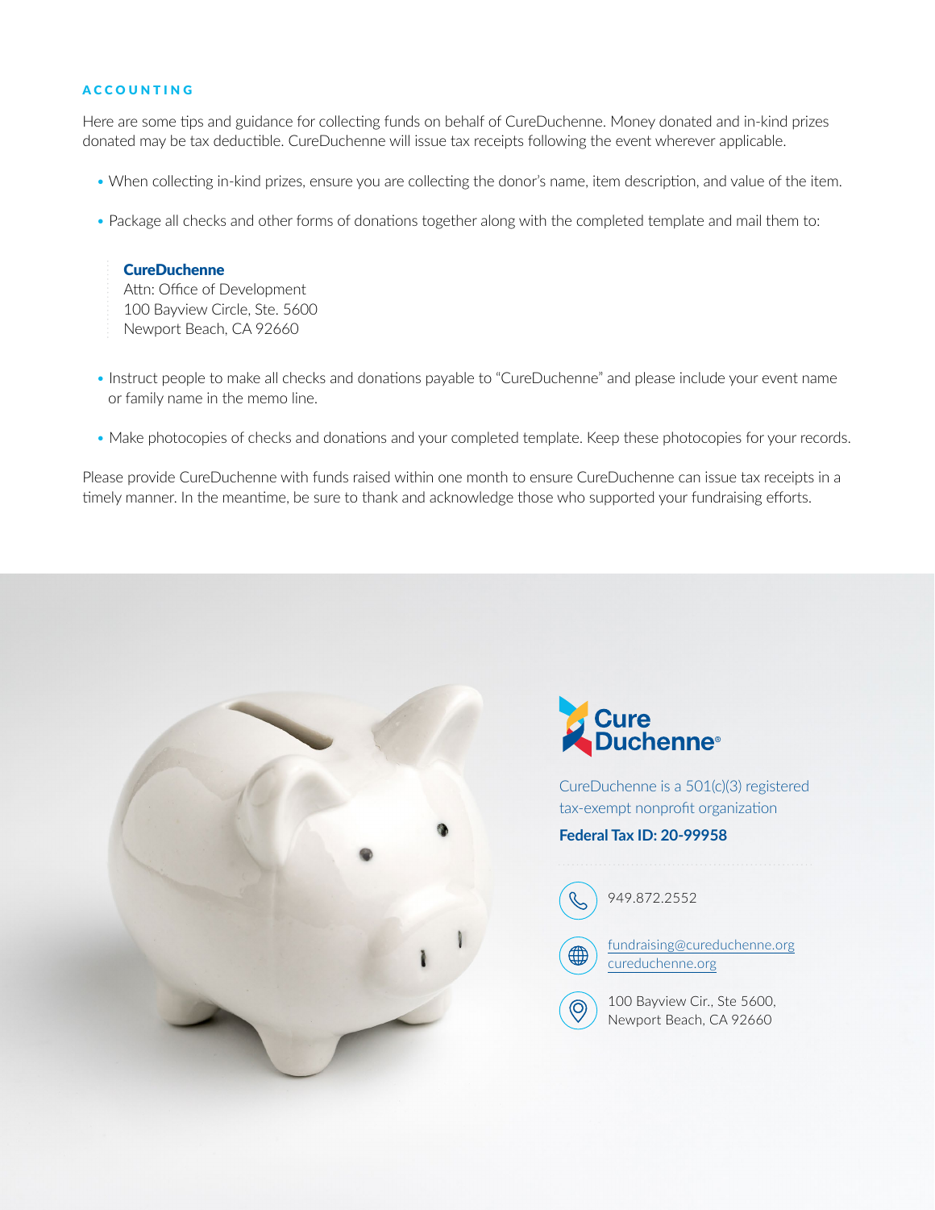## ACCOUNTING

Here are some tips and guidance for collecting funds on behalf of CureDuchenne. Money donated and in-kind prizes donated may be tax deductible. CureDuchenne will issue tax receipts following the event wherever applicable.

- When collecting in-kind prizes, ensure you are collecting the donor's name, item description, and value of the item.
- Package all checks and other forms of donations together along with the completed template and mail them to:

  **CureDuchenne**
  Attn: Office of Development
  100 Bayview Circle, Ste. 5600
  Newport Beach, CA 92660

- Instruct people to make all checks and donations payable to "CureDuchenne" and please include your event name or family name in the memo line.
- Make photocopies of checks and donations and your completed template. Keep these photocopies for your records.

Please provide CureDuchenne with funds raised within one month to ensure CureDuchenne can issue tax receipts in a timely manner. In the meantime, be sure to thank and acknowledge those who supported your fundraising efforts.

**Cure Duchenne**®

CureDuchenne is a 501(c)(3) registered tax-exempt nonprofit organization

**Federal Tax ID: 20-99958**

949.872.2552

fundraising@cureduchenne.org
cureduchenne.org

100 Bayview Cir., Ste 5600,
Newport Beach, CA 92660